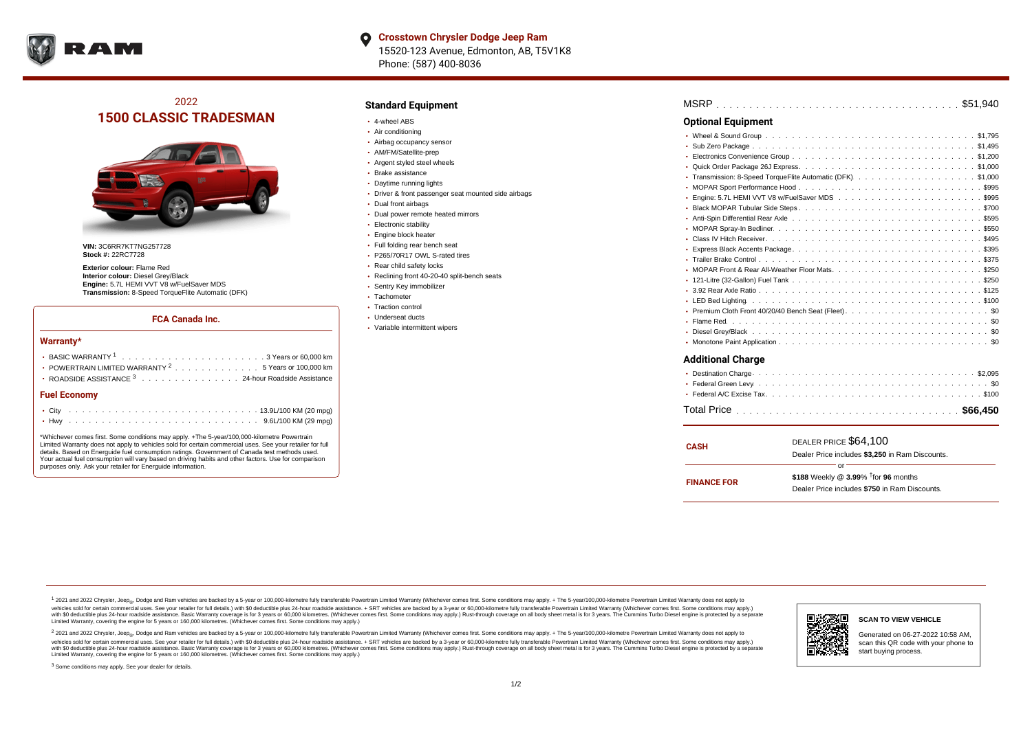**Crosstown Chrysler Dodge Jeep Ram**
15520-123 Avenue, Edmonton, AB, T5V1K8
Phone: (587) 400-8036

## 2022
# 1500 CLASSIC TRADESMAN

**VIN:** 3C6RR7KT7NG257728
**Stock #:** 22RC7728

**Exterior colour:** Flame Red
**Interior colour:** Diesel Grey/Black
**Engine:** 5.7L HEMI VVT V8 w/FuelSaver MDS
**Transmission:** 8-Speed TorqueFlite Automatic (DFK)

### FCA Canada Inc.

#### Warranty*

- BASIC WARRANTY [1] .......... 3 Years or 60,000 km
- POWERTRAIN LIMITED WARRANTY [2] .......... 5 Years or 100,000 km
- ROADSIDE ASSISTANCE [3] .......... 24-hour Roadside Assistance

#### Fuel Economy

- City .......... 13.9L/100 KM (20 mpg)
- Hwy .......... 9.6L/100 KM (29 mpg)

*Whichever comes first. Some conditions may apply. +The 5-year/100,000-kilometre Powertrain Limited Warranty does not apply to vehicles sold for certain commercial uses. See your retailer for full details. Based on Energuide fuel consumption ratings. Government of Canada test methods used. Your actual fuel consumption will vary based on driving habits and other factors. Use for comparison purposes only. Ask your retailer for Energuide information.

## Standard Equipment

- 4-wheel ABS
- Air conditioning
- Airbag occupancy sensor
- AM/FM/Satellite-prep
- Argent styled steel wheels
- Brake assistance
- Daytime running lights
- Driver & front passenger seat mounted side airbags
- Dual front airbags
- Dual power remote heated mirrors
- Electronic stability
- Engine block heater
- Full folding rear bench seat
- P265/70R17 OWL S-rated tires
- Rear child safety locks
- Reclining front 40-20-40 split-bench seats
- Sentry Key immobilizer
- Tachometer
- Traction control
- Underseat ducts
- Variable intermittent wipers

MSRP .......... $51,940

## Optional Equipment

- Wheel & Sound Group .......... $1,795
- Sub Zero Package .......... $1,495
- Electronics Convenience Group .......... $1,200
- Quick Order Package 26J Express .......... $1,000
- Transmission: 8-Speed TorqueFlite Automatic (DFK) .......... $1,000
- MOPAR Sport Performance Hood .......... $995
- Engine: 5.7L HEMI VVT V8 w/FuelSaver MDS .......... $995
- Black MOPAR Tubular Side Steps .......... $700
- Anti-Spin Differential Rear Axle .......... $595
- MOPAR Spray-In Bedliner .......... $550
- Class IV Hitch Receiver .......... $495
- Express Black Accents Package .......... $395
- Trailer Brake Control .......... $375
- MOPAR Front & Rear All-Weather Floor Mats .......... $250
- 121-Litre (32-Gallon) Fuel Tank .......... $250
- 3.92 Rear Axle Ratio .......... $125
- LED Bed Lighting .......... $100
- Premium Cloth Front 40/20/40 Bench Seat (Fleet) .......... $0
- Flame Red .......... $0
- Diesel Grey/Black .......... $0
- Monotone Paint Application .......... $0

## Additional Charge

- Destination Charge .......... $2,095
- Federal Green Levy .......... $0
- Federal A/C Excise Tax .......... $100

Total Price .......... **$66,450**

| | |
|---|---|
| **CASH** | DEALER PRICE $64,100<br>Dealer Price includes **$3,250** in Ram Discounts. |
| | or |
| **FINANCE FOR** | **$188** Weekly @ **3.99**% †for **96** months<br>Dealer Price includes **$750** in Ram Discounts. |

[1] 2021 and 2022 Chrysler, Jeep®, Dodge and Ram vehicles are backed by a 5-year or 100,000-kilometre fully transferable Powertrain Limited Warranty (Whichever comes first. Some conditions may apply. + The 5-year/100,000-kilometre Powertrain Limited Warranty does not apply to vehicles sold for certain commercial uses. See your retailer for full details.) with $0 deductible plus 24-hour roadside assistance. + SRT vehicles are backed by a 3-year or 60,000-kilometre fully transferable Powertrain Limited Warranty (Whichever comes first. Some conditions may apply.) with $0 deductible plus 24-hour roadside assistance. Basic Warranty coverage is for 3 years or 60,000 kilometres. (Whichever comes first. Some conditions may apply.) Rust-through coverage on all body sheet metal is for 3 years. The Cummins Turbo Diesel engine is protected by a separate Limited Warranty, covering the engine for 5 years or 160,000 kilometres. (Whichever comes first. Some conditions may apply.)

[2] 2021 and 2022 Chrysler, Jeep®, Dodge and Ram vehicles are backed by a 5-year or 100,000-kilometre fully transferable Powertrain Limited Warranty (Whichever comes first. Some conditions may apply. + The 5-year/100,000-kilometre Powertrain Limited Warranty does not apply to vehicles sold for certain commercial uses. See your retailer for full details.) with $0 deductible plus 24-hour roadside assistance. + SRT vehicles are backed by a 3-year or 60,000-kilometre fully transferable Powertrain Limited Warranty (Whichever comes first. Some conditions may apply.) with $0 deductible plus 24-hour roadside assistance. Basic Warranty coverage is for 3 years or 60,000 kilometres. (Whichever comes first. Some conditions may apply.) Rust-through coverage on all body sheet metal is for 3 years. The Cummins Turbo Diesel engine is protected by a separate Limited Warranty, covering the engine for 5 years or 160,000 kilometres. (Whichever comes first. Some conditions may apply.)

[3] Some conditions may apply. See your dealer for details.

**SCAN TO VIEW VEHICLE**

Generated on 06-27-2022 10:58 AM, scan this QR code with your phone to start buying process.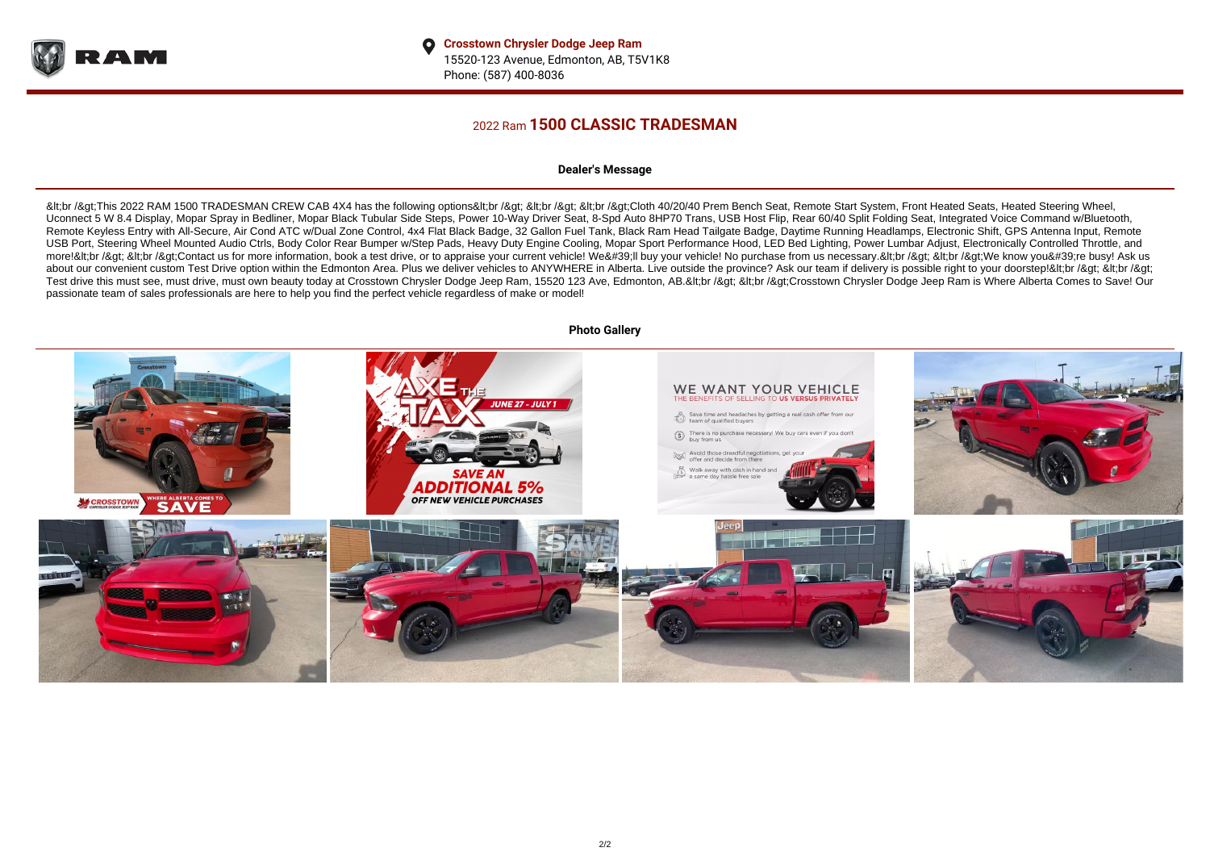**Crosstown Chrysler Dodge Jeep Ram**
15520-123 Avenue, Edmonton, AB, T5V1K8
Phone: (587) 400-8036

# 2022 Ram **1500 CLASSIC TRADESMAN**

## Dealer's Message

&lt;br /&gt;This 2022 RAM 1500 TRADESMAN CREW CAB 4X4 has the following options&lt;br /&gt; &lt;br /&gt; &lt;br /&gt;Cloth 40/20/40 Prem Bench Seat, Remote Start System, Front Heated Seats, Heated Steering Wheel, Uconnect 5 W 8.4 Display, Mopar Spray in Bedliner, Mopar Black Tubular Side Steps, Power 10-Way Driver Seat, 8-Spd Auto 8HP70 Trans, USB Host Flip, Rear 60/40 Split Folding Seat, Integrated Voice Command w/Bluetooth, Remote Keyless Entry with All-Secure, Air Cond ATC w/Dual Zone Control, 4x4 Flat Black Badge, 32 Gallon Fuel Tank, Black Ram Head Tailgate Badge, Daytime Running Headlamps, Electronic Shift, GPS Antenna Input, Remote USB Port, Steering Wheel Mounted Audio Ctrls, Body Color Rear Bumper w/Step Pads, Heavy Duty Engine Cooling, Mopar Sport Performance Hood, LED Bed Lighting, Power Lumbar Adjust, Electronically Controlled Throttle, and more!&lt;br /&gt; &lt;br /&gt;Contact us for more information, book a test drive, or to appraise your current vehicle! We&#39;ll buy your vehicle! No purchase from us necessary.&lt;br /&gt; &lt;br /&gt;We know you&#39;re busy! Ask us about our convenient custom Test Drive option within the Edmonton Area. Plus we deliver vehicles to ANYWHERE in Alberta. Live outside the province? Ask our team if delivery is possible right to your doorstep!&lt;br /&gt; &lt;br /&gt; Test drive this must see, must drive, must own beauty today at Crosstown Chrysler Dodge Jeep Ram, 15520 123 Ave, Edmonton, AB.&lt;br /&gt; &lt;br /&gt;Crosstown Chrysler Dodge Jeep Ram is Where Alberta Comes to Save! Our passionate team of sales professionals are here to help you find the perfect vehicle regardless of make or model!

## Photo Gallery